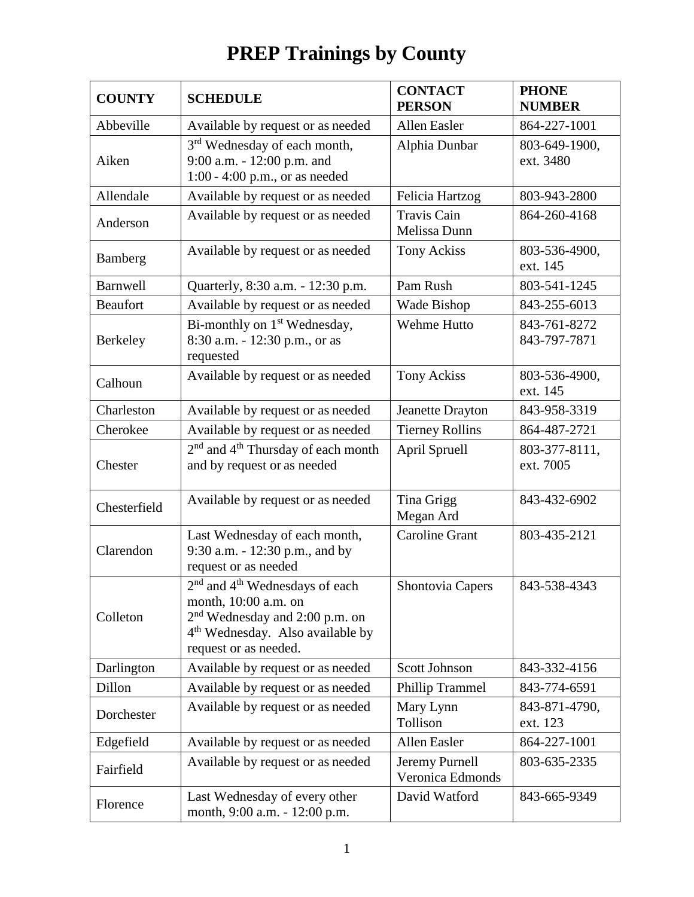# PREP Trainings by County

| COUNTY | SCHEDULE | CONTACT PERSON | PHONE NUMBER |
|---|---|---|---|
| Abbeville | Available by request or as needed | Allen Easler | 864-227-1001 |
| Aiken | 3rd Wednesday of each month, 9:00 a.m. - 12:00 p.m. and 1:00 - 4:00 p.m., or as needed | Alphia Dunbar | 803-649-1900, ext. 3480 |
| Allendale | Available by request or as needed | Felicia Hartzog | 803-943-2800 |
| Anderson | Available by request or as needed | Travis Cain<br>Melissa Dunn | 864-260-4168 |
| Bamberg | Available by request or as needed | Tony Ackiss | 803-536-4900, ext. 145 |
| Barnwell | Quarterly, 8:30 a.m. - 12:30 p.m. | Pam Rush | 803-541-1245 |
| Beaufort | Available by request or as needed | Wade Bishop | 843-255-6013 |
| Berkeley | Bi-monthly on 1st Wednesday, 8:30 a.m. - 12:30 p.m., or as requested | Wehme Hutto | 843-761-8272<br>843-797-7871 |
| Calhoun | Available by request or as needed | Tony Ackiss | 803-536-4900, ext. 145 |
| Charleston | Available by request or as needed | Jeanette Drayton | 843-958-3319 |
| Cherokee | Available by request or as needed | Tierney Rollins | 864-487-2721 |
| Chester | 2nd and 4th Thursday of each month and by request or as needed | April Spruell | 803-377-8111, ext. 7005 |
| Chesterfield | Available by request or as needed | Tina Grigg<br>Megan Ard | 843-432-6902 |
| Clarendon | Last Wednesday of each month, 9:30 a.m. - 12:30 p.m., and by request or as needed | Caroline Grant | 803-435-2121 |
| Colleton | 2nd and 4th Wednesdays of each month, 10:00 a.m. on 2nd Wednesday and 2:00 p.m. on 4th Wednesday. Also available by request or as needed. | Shontovia Capers | 843-538-4343 |
| Darlington | Available by request or as needed | Scott Johnson | 843-332-4156 |
| Dillon | Available by request or as needed | Phillip Trammel | 843-774-6591 |
| Dorchester | Available by request or as needed | Mary Lynn Tollison | 843-871-4790, ext. 123 |
| Edgefield | Available by request or as needed | Allen Easler | 864-227-1001 |
| Fairfield | Available by request or as needed | Jeremy Purnell<br>Veronica Edmonds | 803-635-2335 |
| Florence | Last Wednesday of every other month, 9:00 a.m. - 12:00 p.m. | David Watford | 843-665-9349 |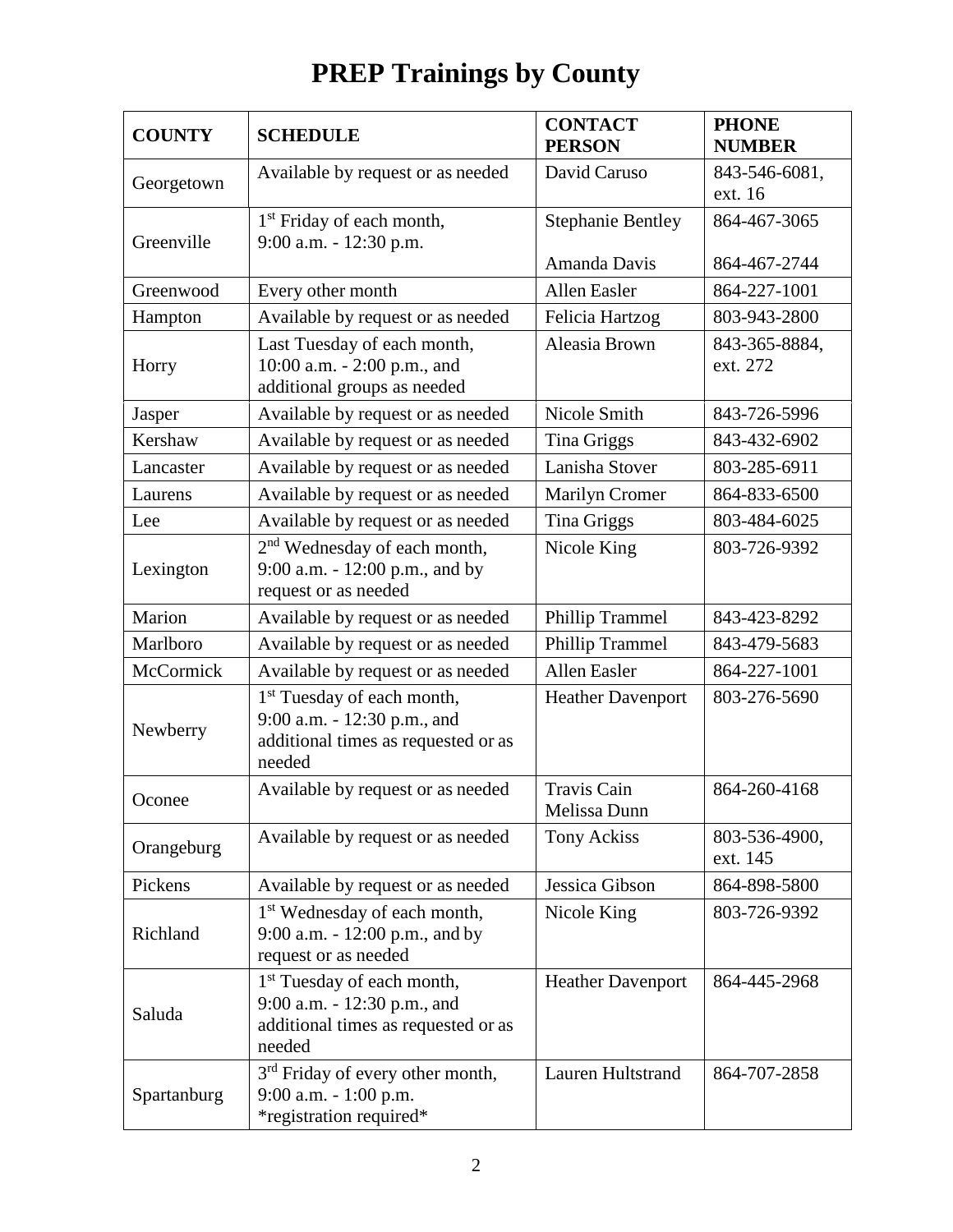# PREP Trainings by County

| COUNTY | SCHEDULE | CONTACT PERSON | PHONE NUMBER |
|---|---|---|---|
| Georgetown | Available by request or as needed | David Caruso | 843-546-6081, ext. 16 |
| Greenville | 1st Friday of each month, 9:00 a.m. - 12:30 p.m. | Stephanie Bentley<br>Amanda Davis | 864-467-3065<br>864-467-2744 |
| Greenwood | Every other month | Allen Easler | 864-227-1001 |
| Hampton | Available by request or as needed | Felicia Hartzog | 803-943-2800 |
| Horry | Last Tuesday of each month, 10:00 a.m. - 2:00 p.m., and additional groups as needed | Aleasia Brown | 843-365-8884, ext. 272 |
| Jasper | Available by request or as needed | Nicole Smith | 843-726-5996 |
| Kershaw | Available by request or as needed | Tina Griggs | 843-432-6902 |
| Lancaster | Available by request or as needed | Lanisha Stover | 803-285-6911 |
| Laurens | Available by request or as needed | Marilyn Cromer | 864-833-6500 |
| Lee | Available by request or as needed | Tina Griggs | 803-484-6025 |
| Lexington | 2nd Wednesday of each month, 9:00 a.m. - 12:00 p.m., and by request or as needed | Nicole King | 803-726-9392 |
| Marion | Available by request or as needed | Phillip Trammel | 843-423-8292 |
| Marlboro | Available by request or as needed | Phillip Trammel | 843-479-5683 |
| McCormick | Available by request or as needed | Allen Easler | 864-227-1001 |
| Newberry | 1st Tuesday of each month, 9:00 a.m. - 12:30 p.m., and additional times as requested or as needed | Heather Davenport | 803-276-5690 |
| Oconee | Available by request or as needed | Travis Cain<br>Melissa Dunn | 864-260-4168 |
| Orangeburg | Available by request or as needed | Tony Ackiss | 803-536-4900, ext. 145 |
| Pickens | Available by request or as needed | Jessica Gibson | 864-898-5800 |
| Richland | 1st Wednesday of each month, 9:00 a.m. - 12:00 p.m., and by request or as needed | Nicole King | 803-726-9392 |
| Saluda | 1st Tuesday of each month, 9:00 a.m. - 12:30 p.m., and additional times as requested or as needed | Heather Davenport | 864-445-2968 |
| Spartanburg | 3rd Friday of every other month, 9:00 a.m. - 1:00 p.m. *registration required* | Lauren Hultstrand | 864-707-2858 |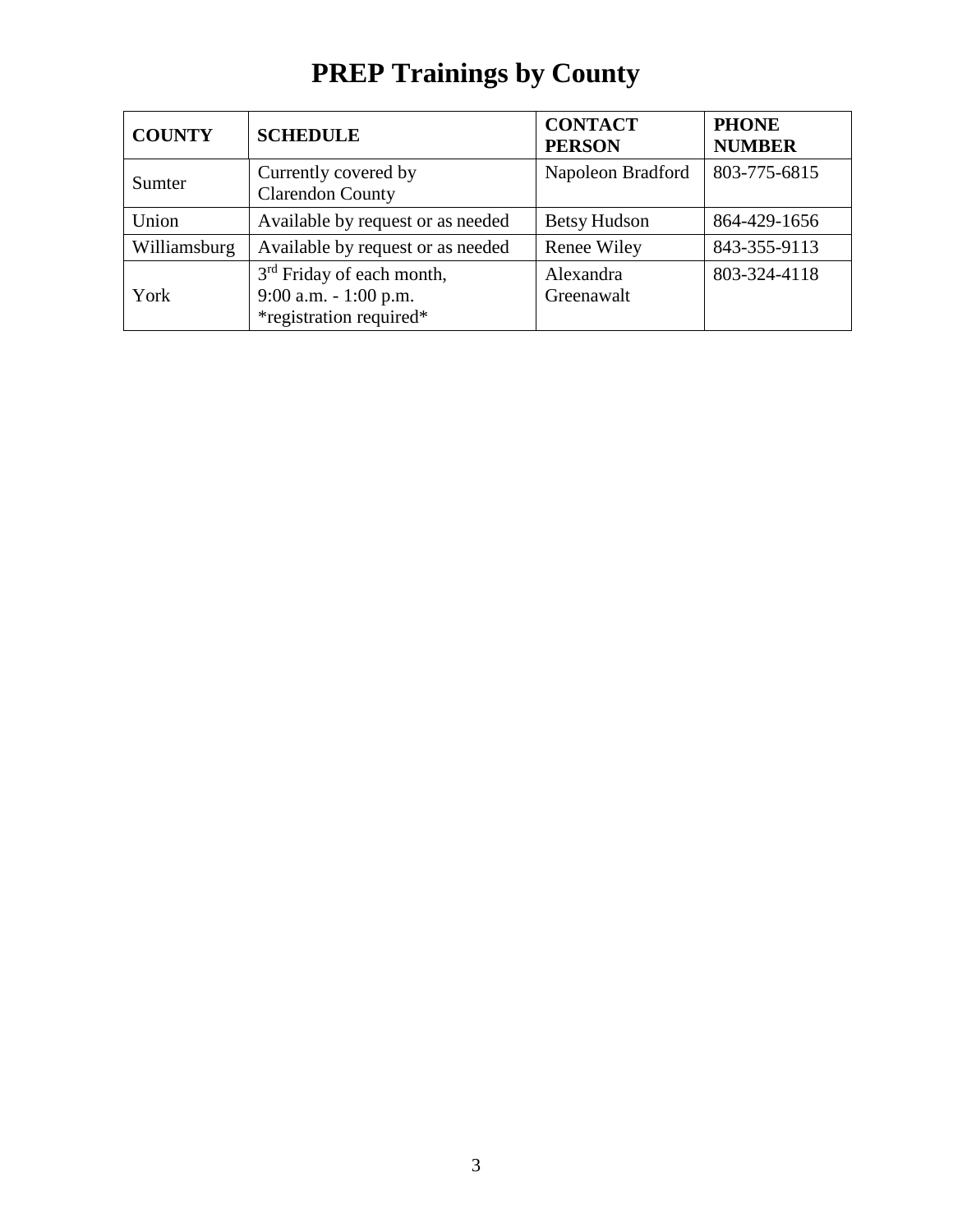# PREP Trainings by County

| COUNTY | SCHEDULE | CONTACT PERSON | PHONE NUMBER |
|---|---|---|---|
| Sumter | Currently covered by Clarendon County | Napoleon Bradford | 803-775-6815 |
| Union | Available by request or as needed | Betsy Hudson | 864-429-1656 |
| Williamsburg | Available by request or as needed | Renee Wiley | 843-355-9113 |
| York | 3rd Friday of each month, 9:00 a.m. - 1:00 p.m. *registration required* | Alexandra Greenawalt | 803-324-4118 |